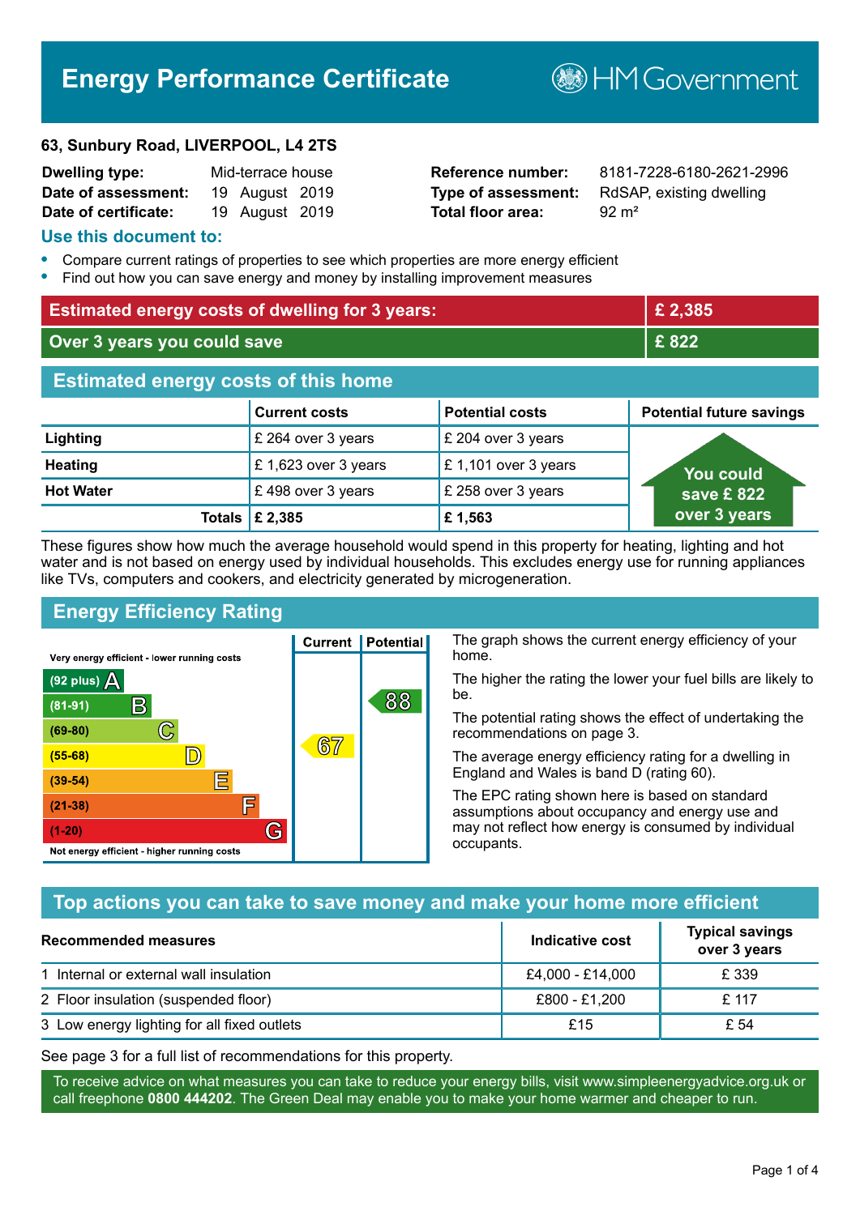# Energy Performance Certificate

HM Government

**63, Sunbury Road, LIVERPOOL, L4 2TS**

| | | | |
|---|---|---|---|
| **Dwelling type:** | Mid-terrace house | **Reference number:** | 8181-7228-6180-2621-2996 |
| **Date of assessment:** | 19 August 2019 | **Type of assessment:** | RdSAP, existing dwelling |
| **Date of certificate:** | 19 August 2019 | **Total floor area:** | 92 m² |

## Use this document to:

- Compare current ratings of properties to see which properties are more energy efficient
- Find out how you can save energy and money by installing improvement measures

| | |
|---|---|
| **Estimated energy costs of dwelling for 3 years:** | **£ 2,385** |
| **Over 3 years you could save** | **£ 822** |

## Estimated energy costs of this home

| | Current costs | Potential costs | Potential future savings |
|---|---|---|---|
| **Lighting** | £ 264 over 3 years | £ 204 over 3 years | You could save £ 822 over 3 years |
| **Heating** | £ 1,623 over 3 years | £ 1,101 over 3 years | |
| **Hot Water** | £ 498 over 3 years | £ 258 over 3 years | |
| **Totals** | **£ 2,385** | **£ 1,563** | |

These figures show how much the average household would spend in this property for heating, lighting and hot water and is not based on energy used by individual households. This excludes energy use for running appliances like TVs, computers and cookers, and electricity generated by microgeneration.

## Energy Efficiency Rating

Very energy efficient - lower running costs

| Rating | Current | Potential |
|---|---|---|
| (92 plus) A | | |
| (81-91) B | | 88 |
| (69-80) C | | |
| (55-68) D | 67 | |
| (39-54) E | | |
| (21-38) F | | |
| (1-20) G | | |

Not energy efficient - higher running costs

The graph shows the current energy efficiency of your home.

The higher the rating the lower your fuel bills are likely to be.

The potential rating shows the effect of undertaking the recommendations on page 3.

The average energy efficiency rating for a dwelling in England and Wales is band D (rating 60).

The EPC rating shown here is based on standard assumptions about occupancy and energy use and may not reflect how energy is consumed by individual occupants.

## Top actions you can take to save money and make your home more efficient

| Recommended measures | Indicative cost | Typical savings over 3 years |
|---|---|---|
| 1 Internal or external wall insulation | £4,000 - £14,000 | £ 339 |
| 2 Floor insulation (suspended floor) | £800 - £1,200 | £ 117 |
| 3 Low energy lighting for all fixed outlets | £15 | £ 54 |

See page 3 for a full list of recommendations for this property.

To receive advice on what measures you can take to reduce your energy bills, visit www.simpleenergyadvice.org.uk or call freephone **0800 444202**. The Green Deal may enable you to make your home warmer and cheaper to run.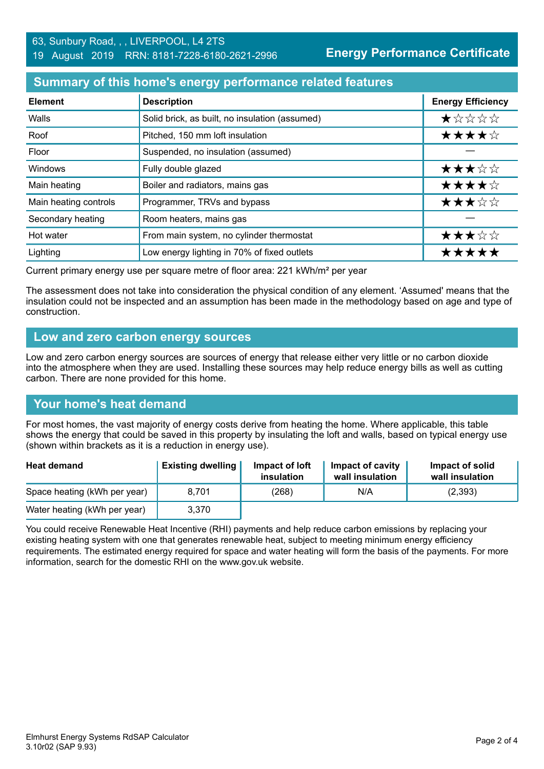63, Sunbury Road, , , LIVERPOOL, L4 2TS
19 August 2019 RRN: 8181-7228-6180-2621-2996

**Energy Performance Certificate**

## Summary of this home's energy performance related features

| Element | Description | Energy Efficiency |
|---|---|---|
| Walls | Solid brick, as built, no insulation (assumed) | ★☆☆☆☆ |
| Roof | Pitched, 150 mm loft insulation | ★★★★☆ |
| Floor | Suspended, no insulation (assumed) | — |
| Windows | Fully double glazed | ★★★☆☆ |
| Main heating | Boiler and radiators, mains gas | ★★★★☆ |
| Main heating controls | Programmer, TRVs and bypass | ★★★☆☆ |
| Secondary heating | Room heaters, mains gas | — |
| Hot water | From main system, no cylinder thermostat | ★★★☆☆ |
| Lighting | Low energy lighting in 70% of fixed outlets | ★★★★★ |

Current primary energy use per square metre of floor area: 221 kWh/m² per year

The assessment does not take into consideration the physical condition of any element. 'Assumed' means that the insulation could not be inspected and an assumption has been made in the methodology based on age and type of construction.

## Low and zero carbon energy sources

Low and zero carbon energy sources are sources of energy that release either very little or no carbon dioxide into the atmosphere when they are used. Installing these sources may help reduce energy bills as well as cutting carbon. There are none provided for this home.

## Your home's heat demand

For most homes, the vast majority of energy costs derive from heating the home. Where applicable, this table shows the energy that could be saved in this property by insulating the loft and walls, based on typical energy use (shown within brackets as it is a reduction in energy use).

| Heat demand | Existing dwelling | Impact of loft insulation | Impact of cavity wall insulation | Impact of solid wall insulation |
|---|---|---|---|---|
| Space heating (kWh per year) | 8,701 | (268) | N/A | (2,393) |
| Water heating (kWh per year) | 3,370 | | | |

You could receive Renewable Heat Incentive (RHI) payments and help reduce carbon emissions by replacing your existing heating system with one that generates renewable heat, subject to meeting minimum energy efficiency requirements. The estimated energy required for space and water heating will form the basis of the payments. For more information, search for the domestic RHI on the www.gov.uk website.

Elmhurst Energy Systems RdSAP Calculator
3.10r02 (SAP 9.93)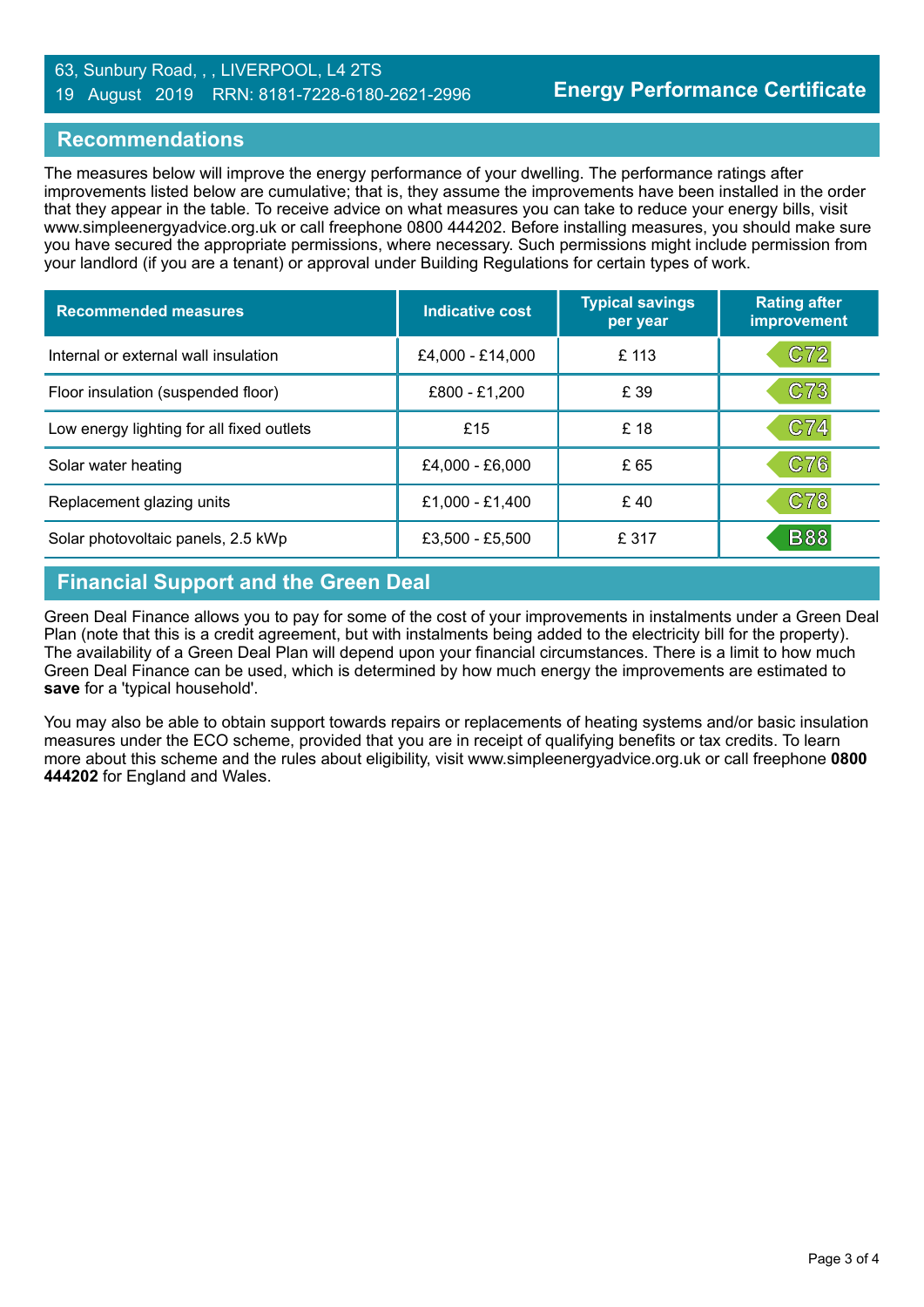63, Sunbury Road, , , LIVERPOOL, L4 2TS
19 August 2019 RRN: 8181-7228-6180-2621-2996

**Energy Performance Certificate**

## Recommendations

The measures below will improve the energy performance of your dwelling. The performance ratings after improvements listed below are cumulative; that is, they assume the improvements have been installed in the order that they appear in the table. To receive advice on what measures you can take to reduce your energy bills, visit www.simpleenergyadvice.org.uk or call freephone 0800 444202. Before installing measures, you should make sure you have secured the appropriate permissions, where necessary. Such permissions might include permission from your landlord (if you are a tenant) or approval under Building Regulations for certain types of work.

| Recommended measures | Indicative cost | Typical savings per year | Rating after improvement |
|---|---|---|---|
| Internal or external wall insulation | £4,000 - £14,000 | £ 113 | C72 |
| Floor insulation (suspended floor) | £800 - £1,200 | £ 39 | C73 |
| Low energy lighting for all fixed outlets | £15 | £ 18 | C74 |
| Solar water heating | £4,000 - £6,000 | £ 65 | C76 |
| Replacement glazing units | £1,000 - £1,400 | £ 40 | C78 |
| Solar photovoltaic panels, 2.5 kWp | £3,500 - £5,500 | £ 317 | B88 |

## Financial Support and the Green Deal

Green Deal Finance allows you to pay for some of the cost of your improvements in instalments under a Green Deal Plan (note that this is a credit agreement, but with instalments being added to the electricity bill for the property). The availability of a Green Deal Plan will depend upon your financial circumstances. There is a limit to how much Green Deal Finance can be used, which is determined by how much energy the improvements are estimated to **save** for a 'typical household'.

You may also be able to obtain support towards repairs or replacements of heating systems and/or basic insulation measures under the ECO scheme, provided that you are in receipt of qualifying benefits or tax credits. To learn more about this scheme and the rules about eligibility, visit www.simpleenergyadvice.org.uk or call freephone **0800 444202** for England and Wales.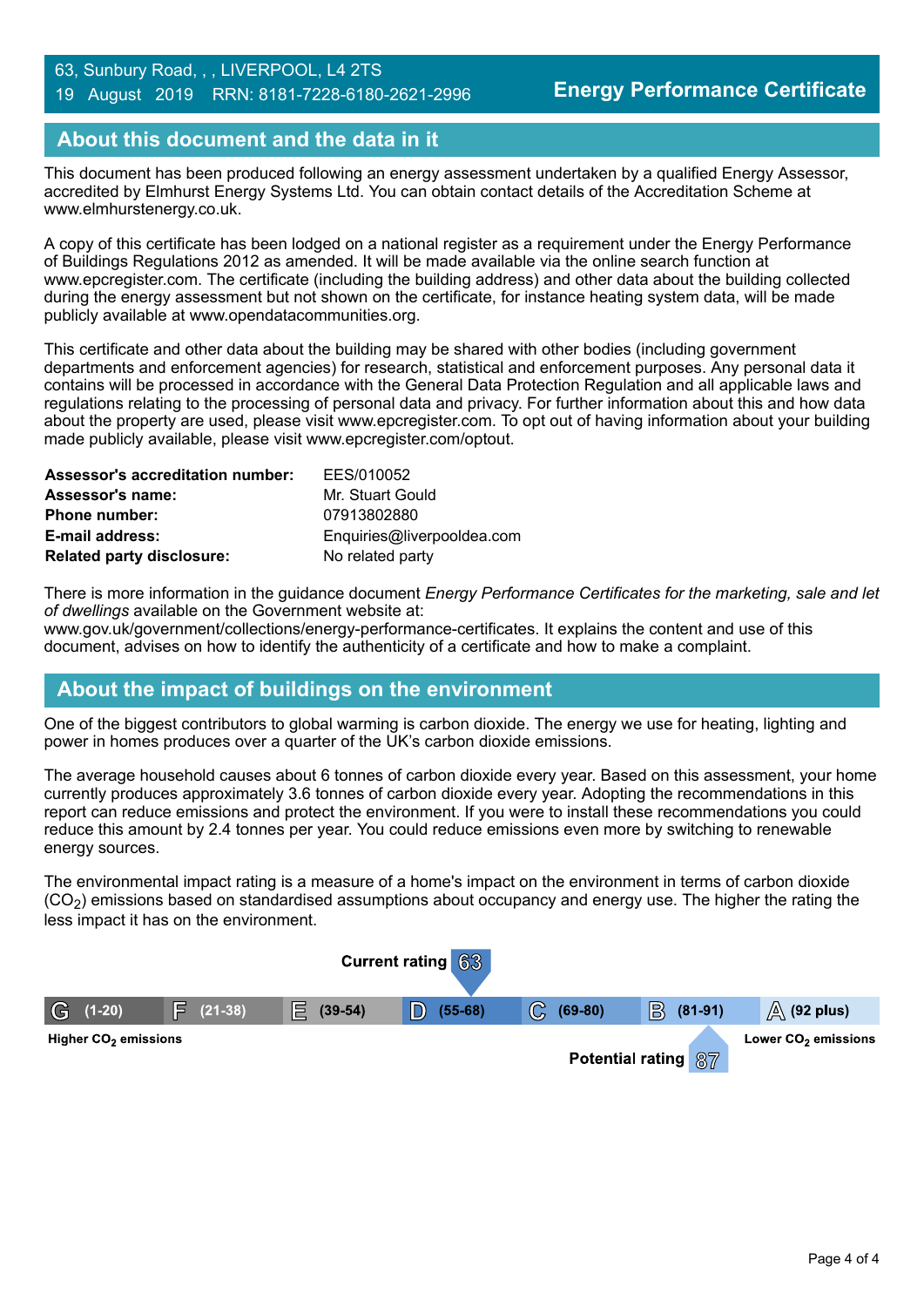63, Sunbury Road, , , LIVERPOOL, L4 2TS
19 August 2019 RRN: 8181-7228-6180-2621-2996

**Energy Performance Certificate**

## About this document and the data in it

This document has been produced following an energy assessment undertaken by a qualified Energy Assessor, accredited by Elmhurst Energy Systems Ltd. You can obtain contact details of the Accreditation Scheme at www.elmhurstenergy.co.uk.

A copy of this certificate has been lodged on a national register as a requirement under the Energy Performance of Buildings Regulations 2012 as amended. It will be made available via the online search function at www.epcregister.com. The certificate (including the building address) and other data about the building collected during the energy assessment but not shown on the certificate, for instance heating system data, will be made publicly available at www.opendatacommunities.org.

This certificate and other data about the building may be shared with other bodies (including government departments and enforcement agencies) for research, statistical and enforcement purposes. Any personal data it contains will be processed in accordance with the General Data Protection Regulation and all applicable laws and regulations relating to the processing of personal data and privacy. For further information about this and how data about the property are used, please visit www.epcregister.com. To opt out of having information about your building made publicly available, please visit www.epcregister.com/optout.

| | |
|---|---|
| **Assessor's accreditation number:** | EES/010052 |
| **Assessor's name:** | Mr. Stuart Gould |
| **Phone number:** | 07913802880 |
| **E-mail address:** | Enquiries@liverpooldea.com |
| **Related party disclosure:** | No related party |

There is more information in the guidance document *Energy Performance Certificates for the marketing, sale and let of dwellings* available on the Government website at: www.gov.uk/government/collections/energy-performance-certificates. It explains the content and use of this document, advises on how to identify the authenticity of a certificate and how to make a complaint.

## About the impact of buildings on the environment

One of the biggest contributors to global warming is carbon dioxide. The energy we use for heating, lighting and power in homes produces over a quarter of the UK's carbon dioxide emissions.

The average household causes about 6 tonnes of carbon dioxide every year. Based on this assessment, your home currently produces approximately 3.6 tonnes of carbon dioxide every year. Adopting the recommendations in this report can reduce emissions and protect the environment. If you were to install these recommendations you could reduce this amount by 2.4 tonnes per year. You could reduce emissions even more by switching to renewable energy sources.

The environmental impact rating is a measure of a home's impact on the environment in terms of carbon dioxide ($CO_2$) emissions based on standardised assumptions about occupancy and energy use. The higher the rating the less impact it has on the environment.

Current rating 63

G (1-20)
F (21-38)
E (39-54)
D (55-68)
C (69-80)
B (81-91)
A (92 plus)

Higher $CO_2$ emissions
Lower $CO_2$ emissions

Potential rating 87